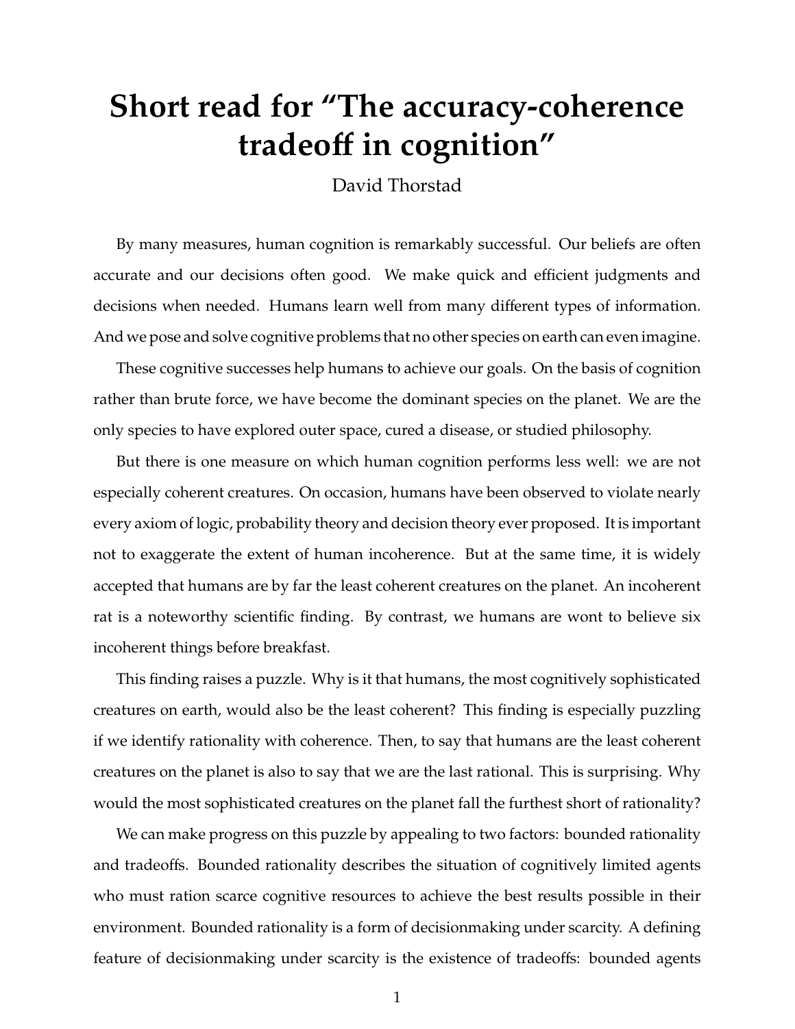# Short read for "The accuracy-coherence tradeoff in cognition"

David Thorstad

By many measures, human cognition is remarkably successful. Our beliefs are often accurate and our decisions often good. We make quick and efficient judgments and decisions when needed. Humans learn well from many different types of information. And we pose and solve cognitive problems that no other species on earth can even imagine.

These cognitive successes help humans to achieve our goals. On the basis of cognition rather than brute force, we have become the dominant species on the planet. We are the only species to have explored outer space, cured a disease, or studied philosophy.

But there is one measure on which human cognition performs less well: we are not especially coherent creatures. On occasion, humans have been observed to violate nearly every axiom of logic, probability theory and decision theory ever proposed. It is important not to exaggerate the extent of human incoherence. But at the same time, it is widely accepted that humans are by far the least coherent creatures on the planet. An incoherent rat is a noteworthy scientific finding. By contrast, we humans are wont to believe six incoherent things before breakfast.

This finding raises a puzzle. Why is it that humans, the most cognitively sophisticated creatures on earth, would also be the least coherent? This finding is especially puzzling if we identify rationality with coherence. Then, to say that humans are the least coherent creatures on the planet is also to say that we are the last rational. This is surprising. Why would the most sophisticated creatures on the planet fall the furthest short of rationality?

We can make progress on this puzzle by appealing to two factors: bounded rationality and tradeoffs. Bounded rationality describes the situation of cognitively limited agents who must ration scarce cognitive resources to achieve the best results possible in their environment. Bounded rationality is a form of decisionmaking under scarcity. A defining feature of decisionmaking under scarcity is the existence of tradeoffs: bounded agents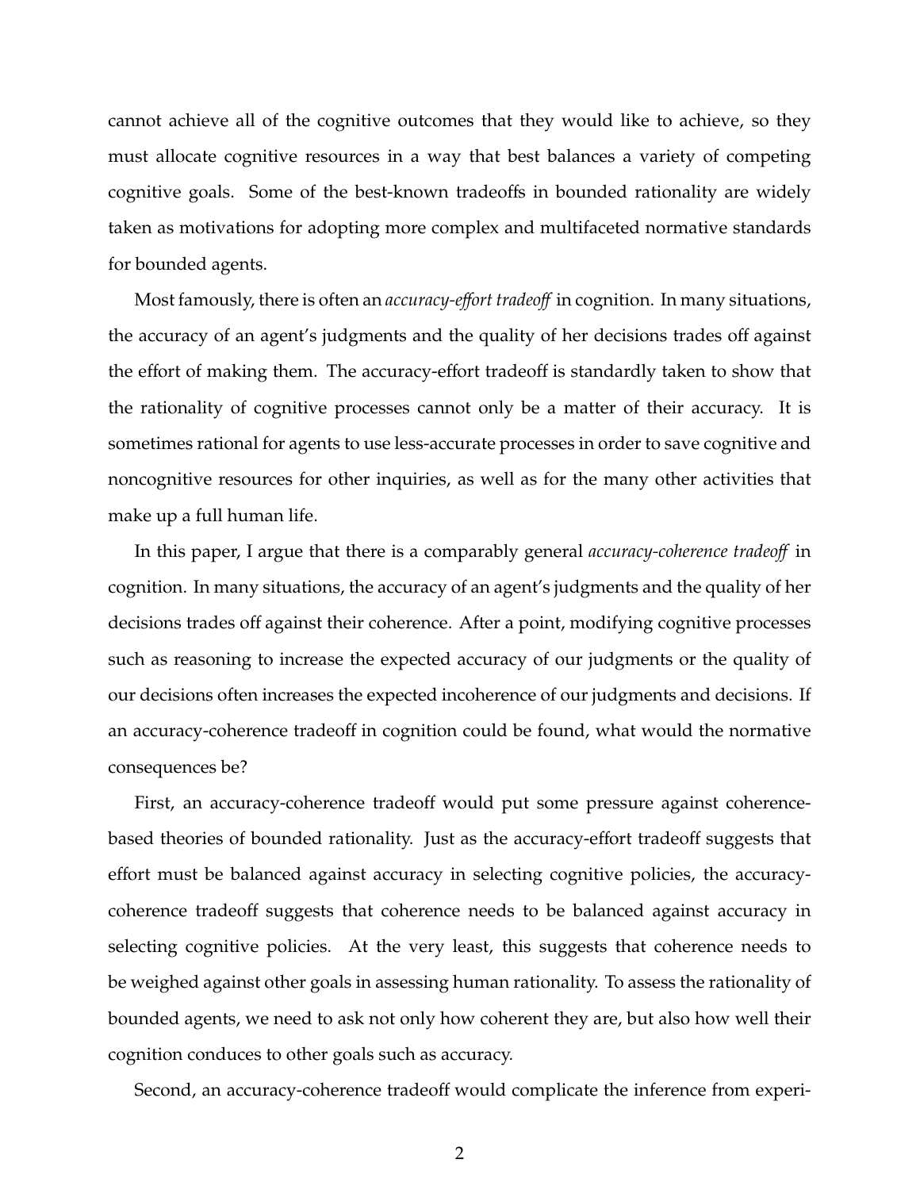cannot achieve all of the cognitive outcomes that they would like to achieve, so they must allocate cognitive resources in a way that best balances a variety of competing cognitive goals. Some of the best-known tradeoffs in bounded rationality are widely taken as motivations for adopting more complex and multifaceted normative standards for bounded agents.

Most famously, there is often an *accuracy-effort tradeoff* in cognition. In many situations, the accuracy of an agent's judgments and the quality of her decisions trades off against the effort of making them. The accuracy-effort tradeoff is standardly taken to show that the rationality of cognitive processes cannot only be a matter of their accuracy. It is sometimes rational for agents to use less-accurate processes in order to save cognitive and noncognitive resources for other inquiries, as well as for the many other activities that make up a full human life.

In this paper, I argue that there is a comparably general *accuracy-coherence tradeoff* in cognition. In many situations, the accuracy of an agent's judgments and the quality of her decisions trades off against their coherence. After a point, modifying cognitive processes such as reasoning to increase the expected accuracy of our judgments or the quality of our decisions often increases the expected incoherence of our judgments and decisions. If an accuracy-coherence tradeoff in cognition could be found, what would the normative consequences be?

First, an accuracy-coherence tradeoff would put some pressure against coherence-based theories of bounded rationality. Just as the accuracy-effort tradeoff suggests that effort must be balanced against accuracy in selecting cognitive policies, the accuracy-coherence tradeoff suggests that coherence needs to be balanced against accuracy in selecting cognitive policies. At the very least, this suggests that coherence needs to be weighed against other goals in assessing human rationality. To assess the rationality of bounded agents, we need to ask not only how coherent they are, but also how well their cognition conduces to other goals such as accuracy.

Second, an accuracy-coherence tradeoff would complicate the inference from experi-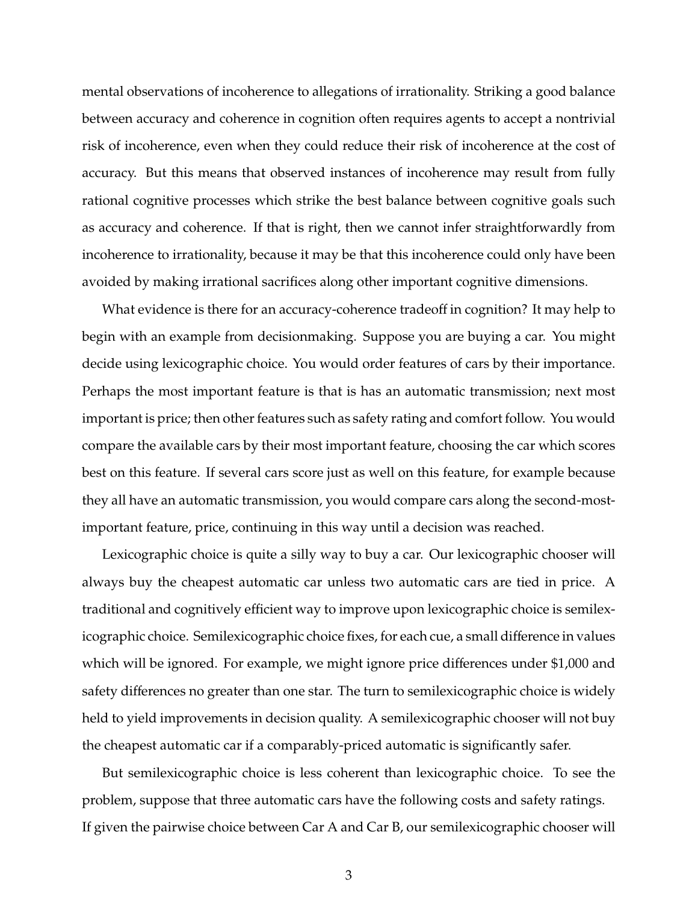mental observations of incoherence to allegations of irrationality. Striking a good balance between accuracy and coherence in cognition often requires agents to accept a nontrivial risk of incoherence, even when they could reduce their risk of incoherence at the cost of accuracy. But this means that observed instances of incoherence may result from fully rational cognitive processes which strike the best balance between cognitive goals such as accuracy and coherence. If that is right, then we cannot infer straightforwardly from incoherence to irrationality, because it may be that this incoherence could only have been avoided by making irrational sacrifices along other important cognitive dimensions.

What evidence is there for an accuracy-coherence tradeoff in cognition? It may help to begin with an example from decisionmaking. Suppose you are buying a car. You might decide using lexicographic choice. You would order features of cars by their importance. Perhaps the most important feature is that is has an automatic transmission; next most important is price; then other features such as safety rating and comfort follow. You would compare the available cars by their most important feature, choosing the car which scores best on this feature. If several cars score just as well on this feature, for example because they all have an automatic transmission, you would compare cars along the second-most-important feature, price, continuing in this way until a decision was reached.

Lexicographic choice is quite a silly way to buy a car. Our lexicographic chooser will always buy the cheapest automatic car unless two automatic cars are tied in price. A traditional and cognitively efficient way to improve upon lexicographic choice is semilexicographic choice. Semilexicographic choice fixes, for each cue, a small difference in values which will be ignored. For example, we might ignore price differences under $1,000 and safety differences no greater than one star. The turn to semilexicographic choice is widely held to yield improvements in decision quality. A semilexicographic chooser will not buy the cheapest automatic car if a comparably-priced automatic is significantly safer.

But semilexicographic choice is less coherent than lexicographic choice. To see the problem, suppose that three automatic cars have the following costs and safety ratings. If given the pairwise choice between Car A and Car B, our semilexicographic chooser will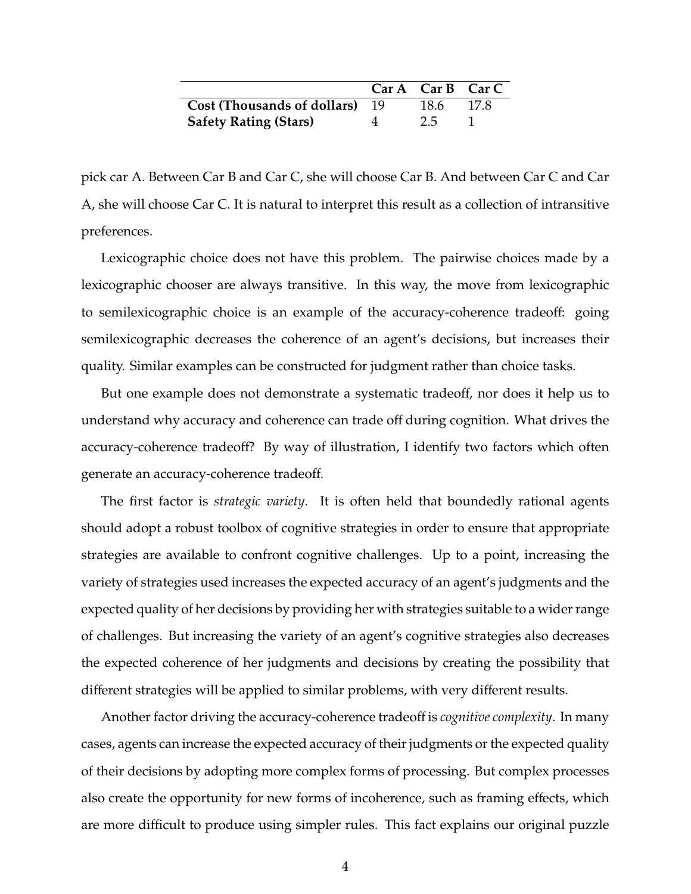| | **Car A** | **Car B** | **Car C** |
|---|---|---|---|
| **Cost (Thousands of dollars)** | 19 | 18.6 | 17.8 |
| **Safety Rating (Stars)** | 4 | 2.5 | 1 |

pick car A. Between Car B and Car C, she will choose Car B. And between Car C and Car A, she will choose Car C. It is natural to interpret this result as a collection of intransitive preferences.

Lexicographic choice does not have this problem. The pairwise choices made by a lexicographic chooser are always transitive. In this way, the move from lexicographic to semilexicographic choice is an example of the accuracy-coherence tradeoff: going semilexicographic decreases the coherence of an agent's decisions, but increases their quality. Similar examples can be constructed for judgment rather than choice tasks.

But one example does not demonstrate a systematic tradeoff, nor does it help us to understand why accuracy and coherence can trade off during cognition. What drives the accuracy-coherence tradeoff? By way of illustration, I identify two factors which often generate an accuracy-coherence tradeoff.

The first factor is *strategic variety*. It is often held that boundedly rational agents should adopt a robust toolbox of cognitive strategies in order to ensure that appropriate strategies are available to confront cognitive challenges. Up to a point, increasing the variety of strategies used increases the expected accuracy of an agent's judgments and the expected quality of her decisions by providing her with strategies suitable to a wider range of challenges. But increasing the variety of an agent's cognitive strategies also decreases the expected coherence of her judgments and decisions by creating the possibility that different strategies will be applied to similar problems, with very different results.

Another factor driving the accuracy-coherence tradeoff is *cognitive complexity*. In many cases, agents can increase the expected accuracy of their judgments or the expected quality of their decisions by adopting more complex forms of processing. But complex processes also create the opportunity for new forms of incoherence, such as framing effects, which are more difficult to produce using simpler rules. This fact explains our original puzzle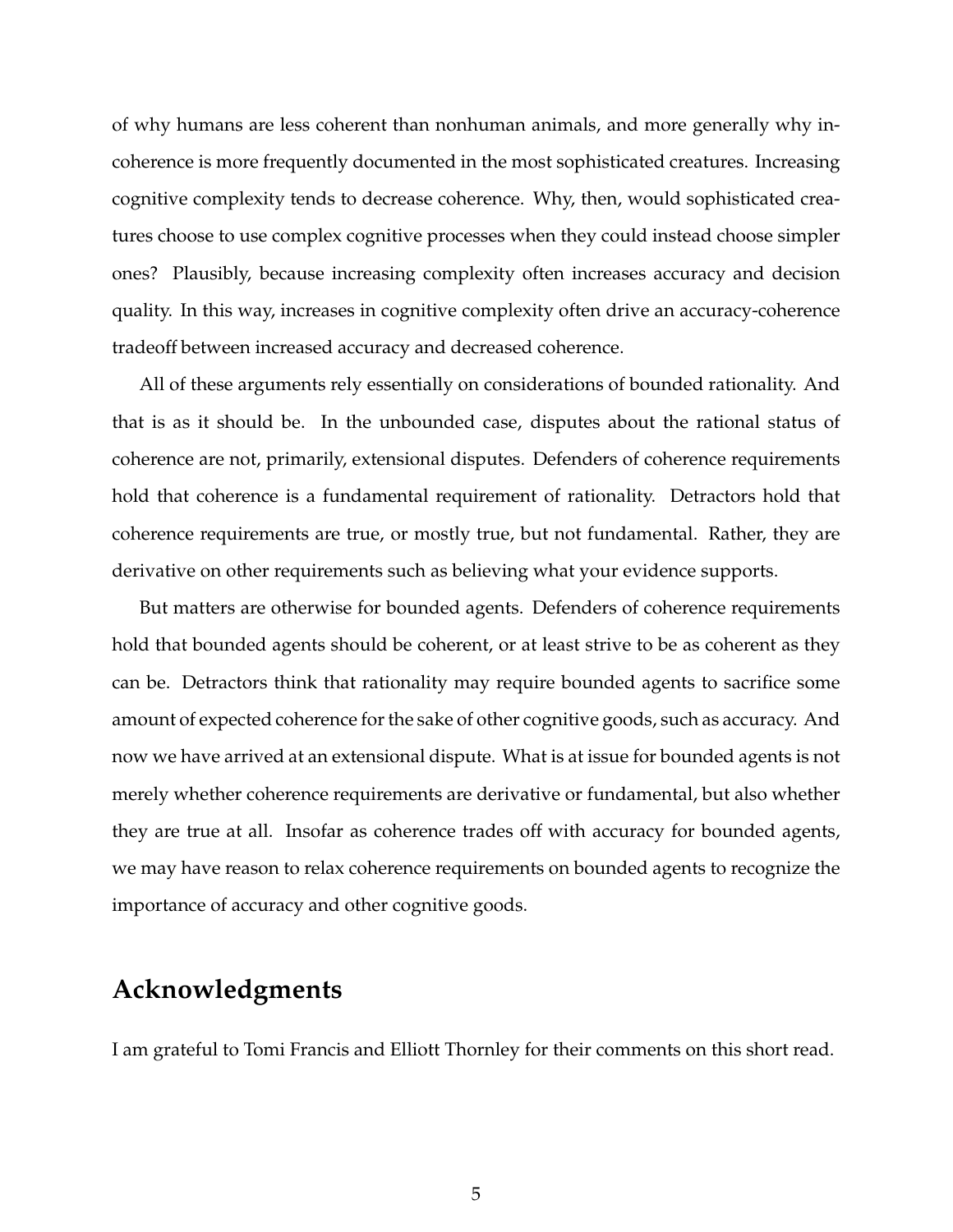of why humans are less coherent than nonhuman animals, and more generally why incoherence is more frequently documented in the most sophisticated creatures. Increasing cognitive complexity tends to decrease coherence. Why, then, would sophisticated creatures choose to use complex cognitive processes when they could instead choose simpler ones? Plausibly, because increasing complexity often increases accuracy and decision quality. In this way, increases in cognitive complexity often drive an accuracy-coherence tradeoff between increased accuracy and decreased coherence.

All of these arguments rely essentially on considerations of bounded rationality. And that is as it should be. In the unbounded case, disputes about the rational status of coherence are not, primarily, extensional disputes. Defenders of coherence requirements hold that coherence is a fundamental requirement of rationality. Detractors hold that coherence requirements are true, or mostly true, but not fundamental. Rather, they are derivative on other requirements such as believing what your evidence supports.

But matters are otherwise for bounded agents. Defenders of coherence requirements hold that bounded agents should be coherent, or at least strive to be as coherent as they can be. Detractors think that rationality may require bounded agents to sacrifice some amount of expected coherence for the sake of other cognitive goods, such as accuracy. And now we have arrived at an extensional dispute. What is at issue for bounded agents is not merely whether coherence requirements are derivative or fundamental, but also whether they are true at all. Insofar as coherence trades off with accuracy for bounded agents, we may have reason to relax coherence requirements on bounded agents to recognize the importance of accuracy and other cognitive goods.

## Acknowledgments

I am grateful to Tomi Francis and Elliott Thornley for their comments on this short read.